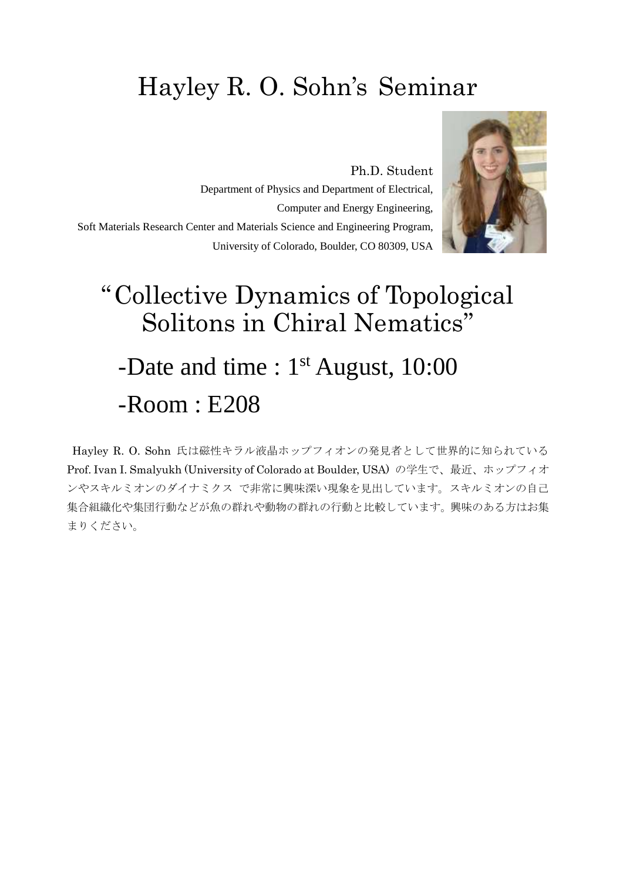# Hayley R. O. Sohn's Seminar

Ph.D. Student
Department of Physics and Department of Electrical,
Computer and Energy Engineering,
Soft Materials Research Center and Materials Science and Engineering Program,
University of Colorado, Boulder, CO 80309, USA

## "Collective Dynamics of Topological Solitons in Chiral Nematics"

### -Date and time : 1st August, 10:00

### -Room : E208

Hayley R. O. Sohn 氏は磁性キラル液晶ホップフィオンの発見者として世界的に知られている Prof. Ivan I. Smalyukh (University of Colorado at Boulder, USA) の学生で、最近、ホップフィオンやスキルミオンのダイナミクス で非常に興味深い現象を見出しています。スキルミオンの自己集合組織化や集団行動などが魚の群れや動物の群れの行動と比較しています。興味のある方はお集まりください。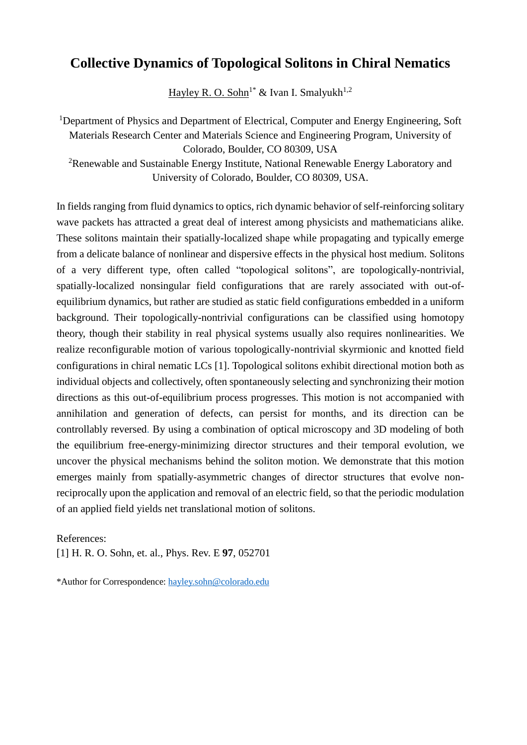# Collective Dynamics of Topological Solitons in Chiral Nematics

Hayley R. O. Sohn[1*] & Ivan I. Smalyukh[1,2]

[1]Department of Physics and Department of Electrical, Computer and Energy Engineering, Soft Materials Research Center and Materials Science and Engineering Program, University of Colorado, Boulder, CO 80309, USA

[2]Renewable and Sustainable Energy Institute, National Renewable Energy Laboratory and University of Colorado, Boulder, CO 80309, USA.

In fields ranging from fluid dynamics to optics, rich dynamic behavior of self-reinforcing solitary wave packets has attracted a great deal of interest among physicists and mathematicians alike. These solitons maintain their spatially-localized shape while propagating and typically emerge from a delicate balance of nonlinear and dispersive effects in the physical host medium. Solitons of a very different type, often called "topological solitons", are topologically-nontrivial, spatially-localized nonsingular field configurations that are rarely associated with out-of-equilibrium dynamics, but rather are studied as static field configurations embedded in a uniform background. Their topologically-nontrivial configurations can be classified using homotopy theory, though their stability in real physical systems usually also requires nonlinearities. We realize reconfigurable motion of various topologically-nontrivial skyrmionic and knotted field configurations in chiral nematic LCs [1]. Topological solitons exhibit directional motion both as individual objects and collectively, often spontaneously selecting and synchronizing their motion directions as this out-of-equilibrium process progresses. This motion is not accompanied with annihilation and generation of defects, can persist for months, and its direction can be controllably reversed. By using a combination of optical microscopy and 3D modeling of both the equilibrium free-energy-minimizing director structures and their temporal evolution, we uncover the physical mechanisms behind the soliton motion. We demonstrate that this motion emerges mainly from spatially-asymmetric changes of director structures that evolve non-reciprocally upon the application and removal of an electric field, so that the periodic modulation of an applied field yields net translational motion of solitons.

References:

[1] H. R. O. Sohn, et. al., Phys. Rev. E **97**, 052701

*Author for Correspondence: hayley.sohn@colorado.edu